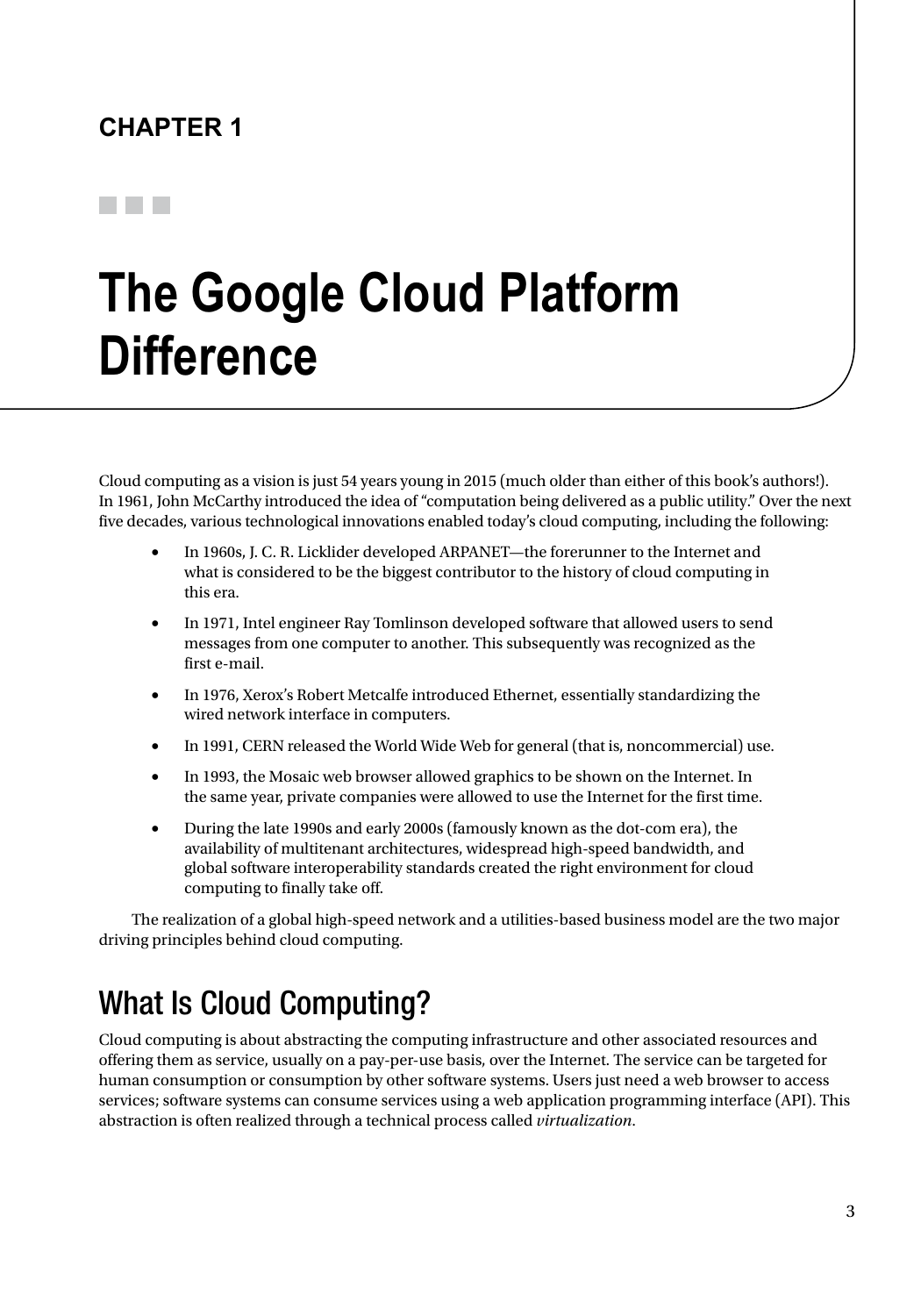# CHAPTER 1

# The Google Cloud Platform Difference

Cloud computing as a vision is just 54 years young in 2015 (much older than either of this book's authors!). In 1961, John McCarthy introduced the idea of "computation being delivered as a public utility." Over the next five decades, various technological innovations enabled today's cloud computing, including the following:

- In 1960s, J. C. R. Licklider developed ARPANET—the forerunner to the Internet and what is considered to be the biggest contributor to the history of cloud computing in this era.
- In 1971, Intel engineer Ray Tomlinson developed software that allowed users to send messages from one computer to another. This subsequently was recognized as the first e-mail.
- In 1976, Xerox's Robert Metcalfe introduced Ethernet, essentially standardizing the wired network interface in computers.
- In 1991, CERN released the World Wide Web for general (that is, noncommercial) use.
- In 1993, the Mosaic web browser allowed graphics to be shown on the Internet. In the same year, private companies were allowed to use the Internet for the first time.
- During the late 1990s and early 2000s (famously known as the dot-com era), the availability of multitenant architectures, widespread high-speed bandwidth, and global software interoperability standards created the right environment for cloud computing to finally take off.

The realization of a global high-speed network and a utilities-based business model are the two major driving principles behind cloud computing.

## What Is Cloud Computing?

Cloud computing is about abstracting the computing infrastructure and other associated resources and offering them as service, usually on a pay-per-use basis, over the Internet. The service can be targeted for human consumption or consumption by other software systems. Users just need a web browser to access services; software systems can consume services using a web application programming interface (API). This abstraction is often realized through a technical process called *virtualization*.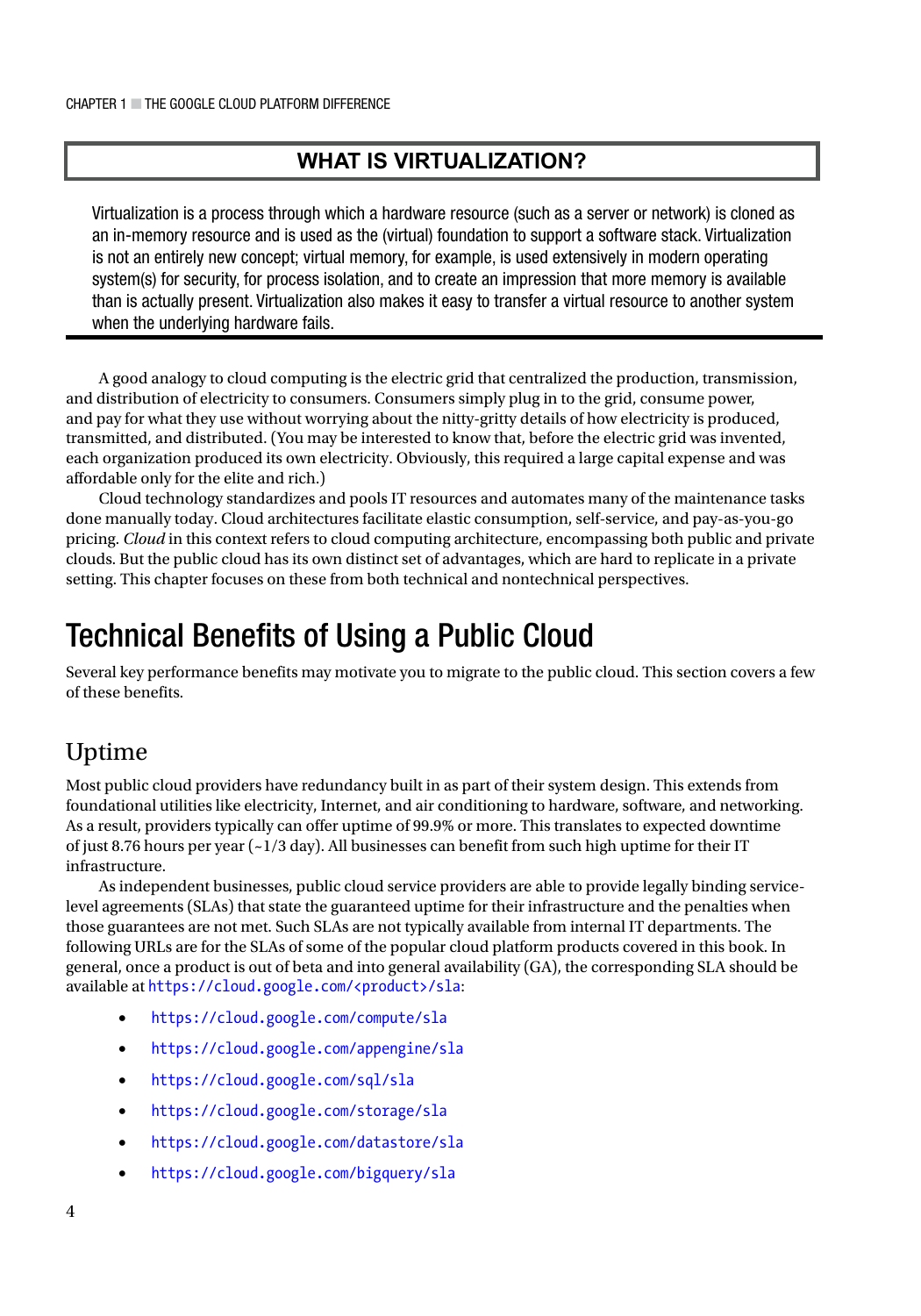### WHAT IS VIRTUALIZATION?

Virtualization is a process through which a hardware resource (such as a server or network) is cloned as an in-memory resource and is used as the (virtual) foundation to support a software stack. Virtualization is not an entirely new concept; virtual memory, for example, is used extensively in modern operating system(s) for security, for process isolation, and to create an impression that more memory is available than is actually present. Virtualization also makes it easy to transfer a virtual resource to another system when the underlying hardware fails.

A good analogy to cloud computing is the electric grid that centralized the production, transmission, and distribution of electricity to consumers. Consumers simply plug in to the grid, consume power, and pay for what they use without worrying about the nitty-gritty details of how electricity is produced, transmitted, and distributed. (You may be interested to know that, before the electric grid was invented, each organization produced its own electricity. Obviously, this required a large capital expense and was affordable only for the elite and rich.)

Cloud technology standardizes and pools IT resources and automates many of the maintenance tasks done manually today. Cloud architectures facilitate elastic consumption, self-service, and pay-as-you-go pricing. *Cloud* in this context refers to cloud computing architecture, encompassing both public and private clouds. But the public cloud has its own distinct set of advantages, which are hard to replicate in a private setting. This chapter focuses on these from both technical and nontechnical perspectives.

# Technical Benefits of Using a Public Cloud

Several key performance benefits may motivate you to migrate to the public cloud. This section covers a few of these benefits.

## Uptime

Most public cloud providers have redundancy built in as part of their system design. This extends from foundational utilities like electricity, Internet, and air conditioning to hardware, software, and networking. As a result, providers typically can offer uptime of 99.9% or more. This translates to expected downtime of just 8.76 hours per year (~1/3 day). All businesses can benefit from such high uptime for their IT infrastructure.

As independent businesses, public cloud service providers are able to provide legally binding service-level agreements (SLAs) that state the guaranteed uptime for their infrastructure and the penalties when those guarantees are not met. Such SLAs are not typically available from internal IT departments. The following URLs are for the SLAs of some of the popular cloud platform products covered in this book. In general, once a product is out of beta and into general availability (GA), the corresponding SLA should be available at `https://cloud.google.com/<product>/sla`:

- https://cloud.google.com/compute/sla
- https://cloud.google.com/appengine/sla
- https://cloud.google.com/sql/sla
- https://cloud.google.com/storage/sla
- https://cloud.google.com/datastore/sla
- https://cloud.google.com/bigquery/sla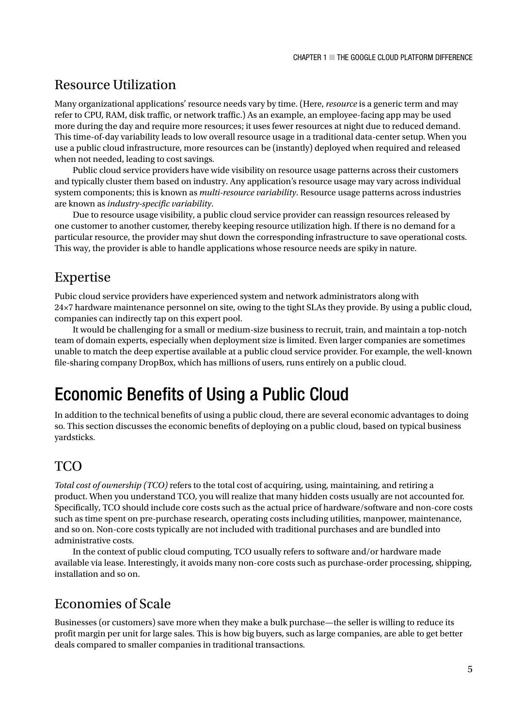## Resource Utilization

Many organizational applications' resource needs vary by time. (Here, *resource* is a generic term and may refer to CPU, RAM, disk traffic, or network traffic.) As an example, an employee-facing app may be used more during the day and require more resources; it uses fewer resources at night due to reduced demand. This time-of-day variability leads to low overall resource usage in a traditional data-center setup. When you use a public cloud infrastructure, more resources can be (instantly) deployed when required and released when not needed, leading to cost savings.

Public cloud service providers have wide visibility on resource usage patterns across their customers and typically cluster them based on industry. Any application's resource usage may vary across individual system components; this is known as *multi-resource variability*. Resource usage patterns across industries are known as *industry-specific variability*.

Due to resource usage visibility, a public cloud service provider can reassign resources released by one customer to another customer, thereby keeping resource utilization high. If there is no demand for a particular resource, the provider may shut down the corresponding infrastructure to save operational costs. This way, the provider is able to handle applications whose resource needs are spiky in nature.

## Expertise

Pubic cloud service providers have experienced system and network administrators along with 24×7 hardware maintenance personnel on site, owing to the tight SLAs they provide. By using a public cloud, companies can indirectly tap on this expert pool.

It would be challenging for a small or medium-size business to recruit, train, and maintain a top-notch team of domain experts, especially when deployment size is limited. Even larger companies are sometimes unable to match the deep expertise available at a public cloud service provider. For example, the well-known file-sharing company DropBox, which has millions of users, runs entirely on a public cloud.

# Economic Benefits of Using a Public Cloud

In addition to the technical benefits of using a public cloud, there are several economic advantages to doing so. This section discusses the economic benefits of deploying on a public cloud, based on typical business yardsticks.

## TCO

*Total cost of ownership (TCO)* refers to the total cost of acquiring, using, maintaining, and retiring a product. When you understand TCO, you will realize that many hidden costs usually are not accounted for. Specifically, TCO should include core costs such as the actual price of hardware/software and non-core costs such as time spent on pre-purchase research, operating costs including utilities, manpower, maintenance, and so on. Non-core costs typically are not included with traditional purchases and are bundled into administrative costs.

In the context of public cloud computing, TCO usually refers to software and/or hardware made available via lease. Interestingly, it avoids many non-core costs such as purchase-order processing, shipping, installation and so on.

## Economies of Scale

Businesses (or customers) save more when they make a bulk purchase—the seller is willing to reduce its profit margin per unit for large sales. This is how big buyers, such as large companies, are able to get better deals compared to smaller companies in traditional transactions.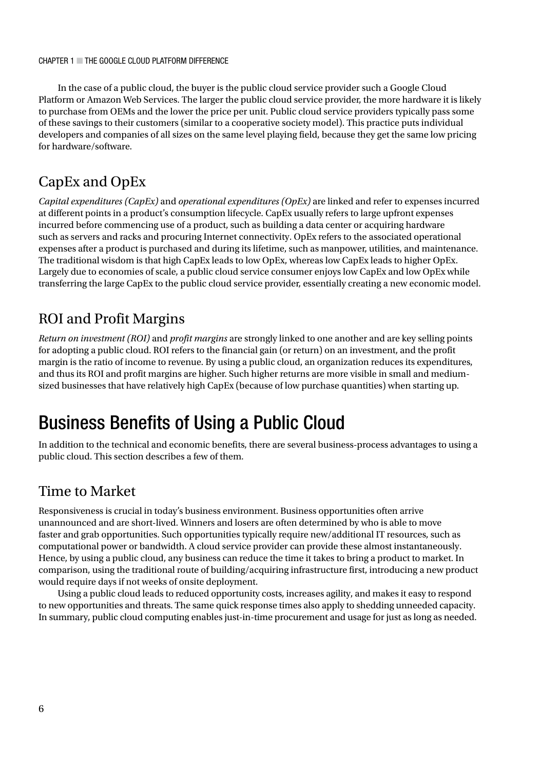In the case of a public cloud, the buyer is the public cloud service provider such a Google Cloud Platform or Amazon Web Services. The larger the public cloud service provider, the more hardware it is likely to purchase from OEMs and the lower the price per unit. Public cloud service providers typically pass some of these savings to their customers (similar to a cooperative society model). This practice puts individual developers and companies of all sizes on the same level playing field, because they get the same low pricing for hardware/software.

## CapEx and OpEx

*Capital expenditures (CapEx)* and *operational expenditures (OpEx)* are linked and refer to expenses incurred at different points in a product's consumption lifecycle. CapEx usually refers to large upfront expenses incurred before commencing use of a product, such as building a data center or acquiring hardware such as servers and racks and procuring Internet connectivity. OpEx refers to the associated operational expenses after a product is purchased and during its lifetime, such as manpower, utilities, and maintenance. The traditional wisdom is that high CapEx leads to low OpEx, whereas low CapEx leads to higher OpEx. Largely due to economies of scale, a public cloud service consumer enjoys low CapEx and low OpEx while transferring the large CapEx to the public cloud service provider, essentially creating a new economic model.

## ROI and Profit Margins

*Return on investment (ROI)* and *profit margins* are strongly linked to one another and are key selling points for adopting a public cloud. ROI refers to the financial gain (or return) on an investment, and the profit margin is the ratio of income to revenue. By using a public cloud, an organization reduces its expenditures, and thus its ROI and profit margins are higher. Such higher returns are more visible in small and medium-sized businesses that have relatively high CapEx (because of low purchase quantities) when starting up.

# Business Benefits of Using a Public Cloud

In addition to the technical and economic benefits, there are several business-process advantages to using a public cloud. This section describes a few of them.

## Time to Market

Responsiveness is crucial in today's business environment. Business opportunities often arrive unannounced and are short-lived. Winners and losers are often determined by who is able to move faster and grab opportunities. Such opportunities typically require new/additional IT resources, such as computational power or bandwidth. A cloud service provider can provide these almost instantaneously. Hence, by using a public cloud, any business can reduce the time it takes to bring a product to market. In comparison, using the traditional route of building/acquiring infrastructure first, introducing a new product would require days if not weeks of onsite deployment.

Using a public cloud leads to reduced opportunity costs, increases agility, and makes it easy to respond to new opportunities and threats. The same quick response times also apply to shedding unneeded capacity. In summary, public cloud computing enables just-in-time procurement and usage for just as long as needed.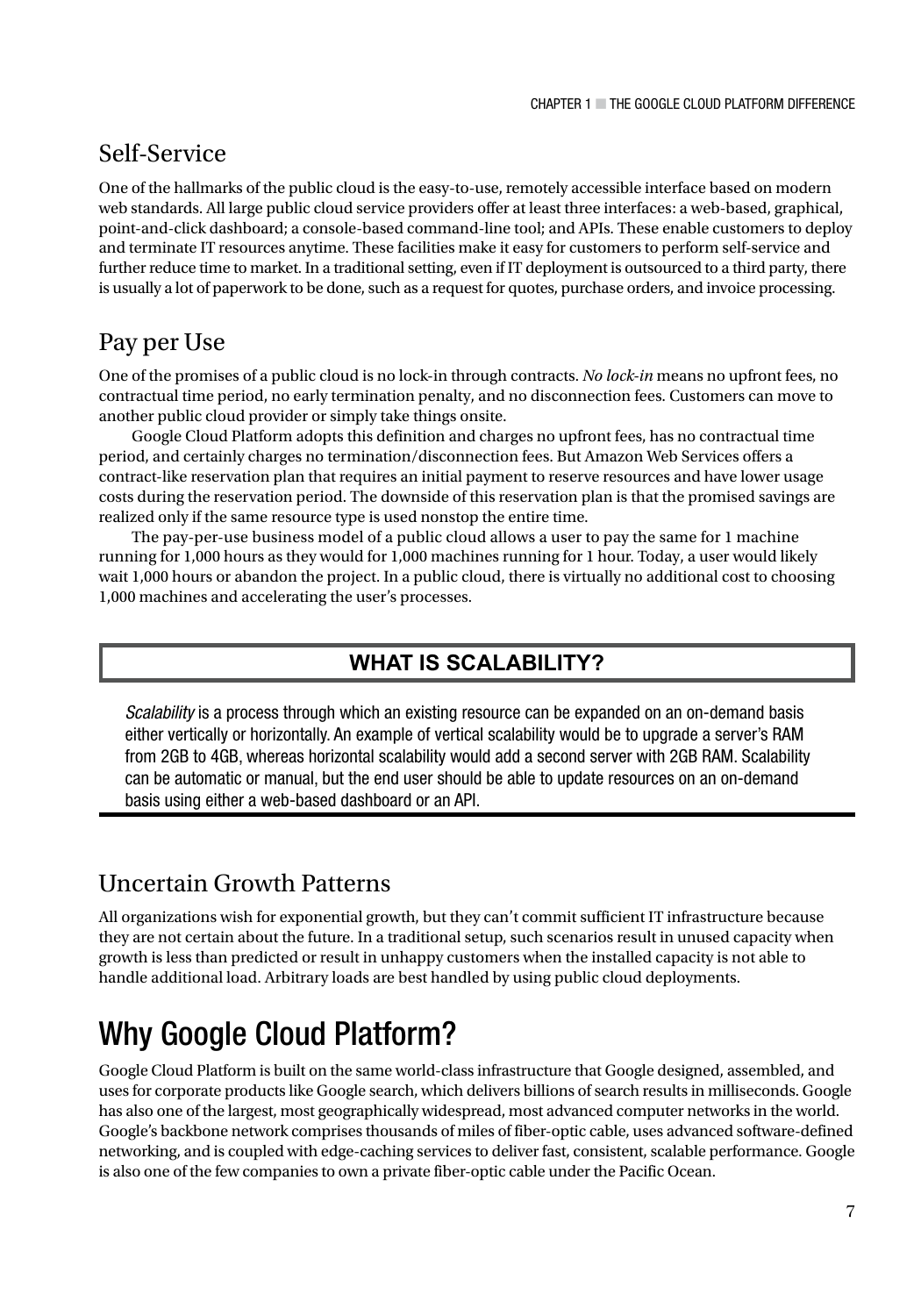## Self-Service

One of the hallmarks of the public cloud is the easy-to-use, remotely accessible interface based on modern web standards. All large public cloud service providers offer at least three interfaces: a web-based, graphical, point-and-click dashboard; a console-based command-line tool; and APIs. These enable customers to deploy and terminate IT resources anytime. These facilities make it easy for customers to perform self-service and further reduce time to market. In a traditional setting, even if IT deployment is outsourced to a third party, there is usually a lot of paperwork to be done, such as a request for quotes, purchase orders, and invoice processing.

## Pay per Use

One of the promises of a public cloud is no lock-in through contracts. *No lock-in* means no upfront fees, no contractual time period, no early termination penalty, and no disconnection fees. Customers can move to another public cloud provider or simply take things onsite.

Google Cloud Platform adopts this definition and charges no upfront fees, has no contractual time period, and certainly charges no termination/disconnection fees. But Amazon Web Services offers a contract-like reservation plan that requires an initial payment to reserve resources and have lower usage costs during the reservation period. The downside of this reservation plan is that the promised savings are realized only if the same resource type is used nonstop the entire time.

The pay-per-use business model of a public cloud allows a user to pay the same for 1 machine running for 1,000 hours as they would for 1,000 machines running for 1 hour. Today, a user would likely wait 1,000 hours or abandon the project. In a public cloud, there is virtually no additional cost to choosing 1,000 machines and accelerating the user's processes.

> **WHAT IS SCALABILITY?**
>
> *Scalability* is a process through which an existing resource can be expanded on an on-demand basis either vertically or horizontally. An example of vertical scalability would be to upgrade a server's RAM from 2GB to 4GB, whereas horizontal scalability would add a second server with 2GB RAM. Scalability can be automatic or manual, but the end user should be able to update resources on an on-demand basis using either a web-based dashboard or an API.

## Uncertain Growth Patterns

All organizations wish for exponential growth, but they can't commit sufficient IT infrastructure because they are not certain about the future. In a traditional setup, such scenarios result in unused capacity when growth is less than predicted or result in unhappy customers when the installed capacity is not able to handle additional load. Arbitrary loads are best handled by using public cloud deployments.

# Why Google Cloud Platform?

Google Cloud Platform is built on the same world-class infrastructure that Google designed, assembled, and uses for corporate products like Google search, which delivers billions of search results in milliseconds. Google has also one of the largest, most geographically widespread, most advanced computer networks in the world. Google's backbone network comprises thousands of miles of fiber-optic cable, uses advanced software-defined networking, and is coupled with edge-caching services to deliver fast, consistent, scalable performance. Google is also one of the few companies to own a private fiber-optic cable under the Pacific Ocean.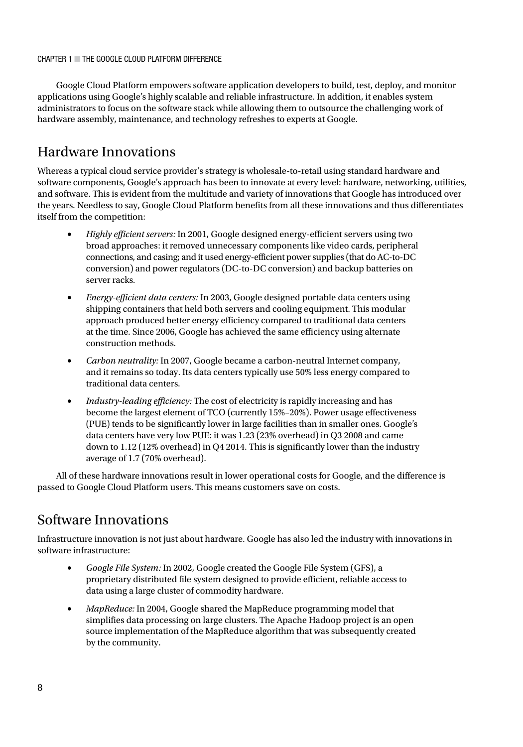Google Cloud Platform empowers software application developers to build, test, deploy, and monitor applications using Google's highly scalable and reliable infrastructure. In addition, it enables system administrators to focus on the software stack while allowing them to outsource the challenging work of hardware assembly, maintenance, and technology refreshes to experts at Google.

## Hardware Innovations

Whereas a typical cloud service provider's strategy is wholesale-to-retail using standard hardware and software components, Google's approach has been to innovate at every level: hardware, networking, utilities, and software. This is evident from the multitude and variety of innovations that Google has introduced over the years. Needless to say, Google Cloud Platform benefits from all these innovations and thus differentiates itself from the competition:

- *Highly efficient servers:* In 2001, Google designed energy-efficient servers using two broad approaches: it removed unnecessary components like video cards, peripheral connections, and casing; and it used energy-efficient power supplies (that do AC-to-DC conversion) and power regulators (DC-to-DC conversion) and backup batteries on server racks.
- *Energy-efficient data centers:* In 2003, Google designed portable data centers using shipping containers that held both servers and cooling equipment. This modular approach produced better energy efficiency compared to traditional data centers at the time. Since 2006, Google has achieved the same efficiency using alternate construction methods.
- *Carbon neutrality:* In 2007, Google became a carbon-neutral Internet company, and it remains so today. Its data centers typically use 50% less energy compared to traditional data centers.
- *Industry-leading efficiency:* The cost of electricity is rapidly increasing and has become the largest element of TCO (currently 15%–20%). Power usage effectiveness (PUE) tends to be significantly lower in large facilities than in smaller ones. Google's data centers have very low PUE: it was 1.23 (23% overhead) in Q3 2008 and came down to 1.12 (12% overhead) in Q4 2014. This is significantly lower than the industry average of 1.7 (70% overhead).

All of these hardware innovations result in lower operational costs for Google, and the difference is passed to Google Cloud Platform users. This means customers save on costs.

## Software Innovations

Infrastructure innovation is not just about hardware. Google has also led the industry with innovations in software infrastructure:

- *Google File System:* In 2002, Google created the Google File System (GFS), a proprietary distributed file system designed to provide efficient, reliable access to data using a large cluster of commodity hardware.
- *MapReduce:* In 2004, Google shared the MapReduce programming model that simplifies data processing on large clusters. The Apache Hadoop project is an open source implementation of the MapReduce algorithm that was subsequently created by the community.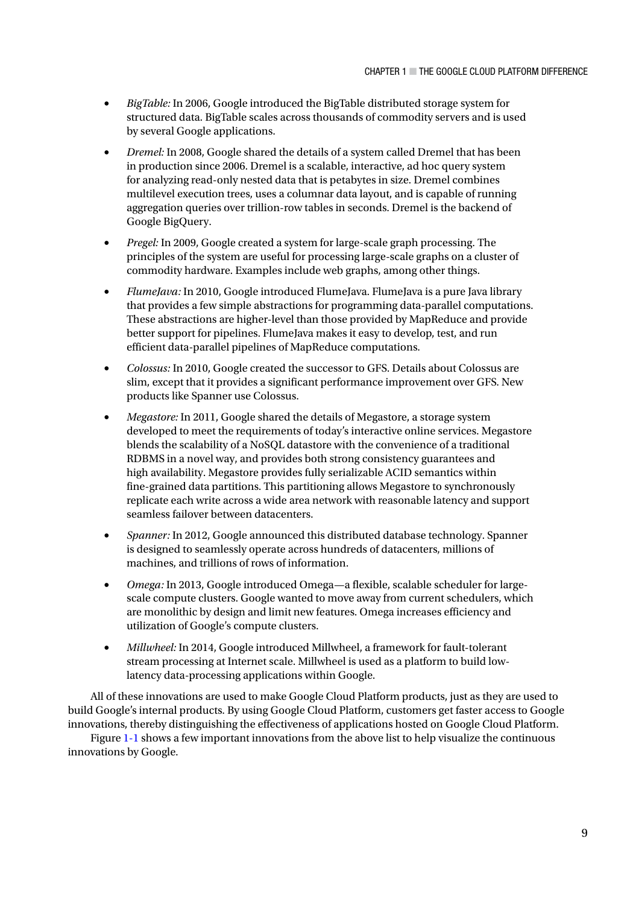- *BigTable:* In 2006, Google introduced the BigTable distributed storage system for structured data. BigTable scales across thousands of commodity servers and is used by several Google applications.
- *Dremel:* In 2008, Google shared the details of a system called Dremel that has been in production since 2006. Dremel is a scalable, interactive, ad hoc query system for analyzing read-only nested data that is petabytes in size. Dremel combines multilevel execution trees, uses a columnar data layout, and is capable of running aggregation queries over trillion-row tables in seconds. Dremel is the backend of Google BigQuery.
- *Pregel:* In 2009, Google created a system for large-scale graph processing. The principles of the system are useful for processing large-scale graphs on a cluster of commodity hardware. Examples include web graphs, among other things.
- *FlumeJava:* In 2010, Google introduced FlumeJava. FlumeJava is a pure Java library that provides a few simple abstractions for programming data-parallel computations. These abstractions are higher-level than those provided by MapReduce and provide better support for pipelines. FlumeJava makes it easy to develop, test, and run efficient data-parallel pipelines of MapReduce computations.
- *Colossus:* In 2010, Google created the successor to GFS. Details about Colossus are slim, except that it provides a significant performance improvement over GFS. New products like Spanner use Colossus.
- *Megastore:* In 2011, Google shared the details of Megastore, a storage system developed to meet the requirements of today's interactive online services. Megastore blends the scalability of a NoSQL datastore with the convenience of a traditional RDBMS in a novel way, and provides both strong consistency guarantees and high availability. Megastore provides fully serializable ACID semantics within fine-grained data partitions. This partitioning allows Megastore to synchronously replicate each write across a wide area network with reasonable latency and support seamless failover between datacenters.
- *Spanner:* In 2012, Google announced this distributed database technology. Spanner is designed to seamlessly operate across hundreds of datacenters, millions of machines, and trillions of rows of information.
- *Omega:* In 2013, Google introduced Omega—a flexible, scalable scheduler for large-scale compute clusters. Google wanted to move away from current schedulers, which are monolithic by design and limit new features. Omega increases efficiency and utilization of Google's compute clusters.
- *Millwheel:* In 2014, Google introduced Millwheel, a framework for fault-tolerant stream processing at Internet scale. Millwheel is used as a platform to build low-latency data-processing applications within Google.

All of these innovations are used to make Google Cloud Platform products, just as they are used to build Google's internal products. By using Google Cloud Platform, customers get faster access to Google innovations, thereby distinguishing the effectiveness of applications hosted on Google Cloud Platform.

Figure 1-1 shows a few important innovations from the above list to help visualize the continuous innovations by Google.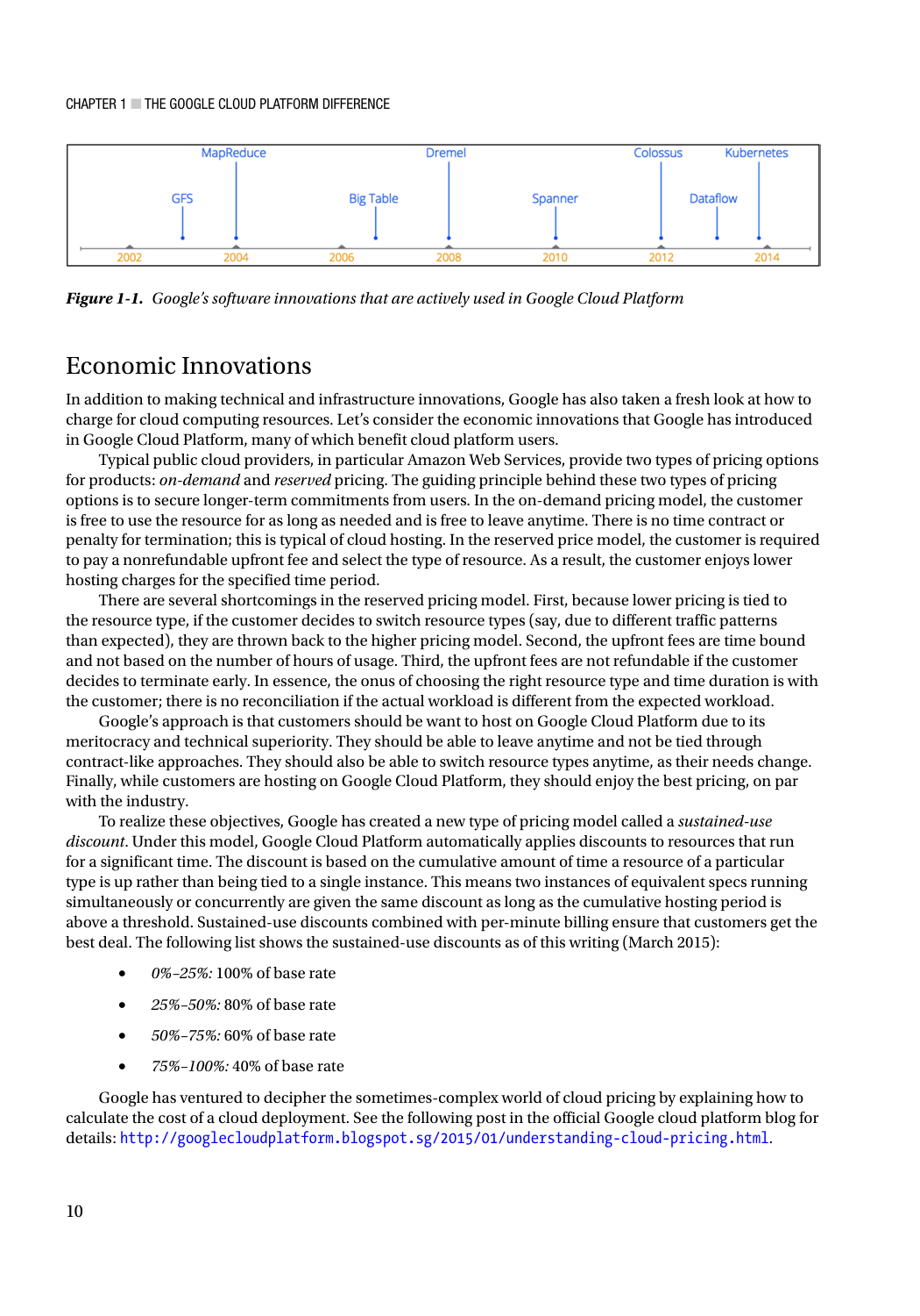MapReduce
Dremel
Colossus
Kubernetes
GFS
Big Table
Spanner
Dataflow
2002
2004
2006
2008
2010
2012
2014

***Figure 1-1.*** *Google's software innovations that are actively used in Google Cloud Platform*

## Economic Innovations

In addition to making technical and infrastructure innovations, Google has also taken a fresh look at how to charge for cloud computing resources. Let's consider the economic innovations that Google has introduced in Google Cloud Platform, many of which benefit cloud platform users.

Typical public cloud providers, in particular Amazon Web Services, provide two types of pricing options for products: *on-demand* and *reserved* pricing. The guiding principle behind these two types of pricing options is to secure longer-term commitments from users. In the on-demand pricing model, the customer is free to use the resource for as long as needed and is free to leave anytime. There is no time contract or penalty for termination; this is typical of cloud hosting. In the reserved price model, the customer is required to pay a nonrefundable upfront fee and select the type of resource. As a result, the customer enjoys lower hosting charges for the specified time period.

There are several shortcomings in the reserved pricing model. First, because lower pricing is tied to the resource type, if the customer decides to switch resource types (say, due to different traffic patterns than expected), they are thrown back to the higher pricing model. Second, the upfront fees are time bound and not based on the number of hours of usage. Third, the upfront fees are not refundable if the customer decides to terminate early. In essence, the onus of choosing the right resource type and time duration is with the customer; there is no reconciliation if the actual workload is different from the expected workload.

Google's approach is that customers should be want to host on Google Cloud Platform due to its meritocracy and technical superiority. They should be able to leave anytime and not be tied through contract-like approaches. They should also be able to switch resource types anytime, as their needs change. Finally, while customers are hosting on Google Cloud Platform, they should enjoy the best pricing, on par with the industry.

To realize these objectives, Google has created a new type of pricing model called a *sustained-use discount*. Under this model, Google Cloud Platform automatically applies discounts to resources that run for a significant time. The discount is based on the cumulative amount of time a resource of a particular type is up rather than being tied to a single instance. This means two instances of equivalent specs running simultaneously or concurrently are given the same discount as long as the cumulative hosting period is above a threshold. Sustained-use discounts combined with per-minute billing ensure that customers get the best deal. The following list shows the sustained-use discounts as of this writing (March 2015):

- *0%–25%:* 100% of base rate
- *25%–50%:* 80% of base rate
- *50%–75%:* 60% of base rate
- *75%–100%:* 40% of base rate

Google has ventured to decipher the sometimes-complex world of cloud pricing by explaining how to calculate the cost of a cloud deployment. See the following post in the official Google cloud platform blog for details: http://googlecloudplatform.blogspot.sg/2015/01/understanding-cloud-pricing.html.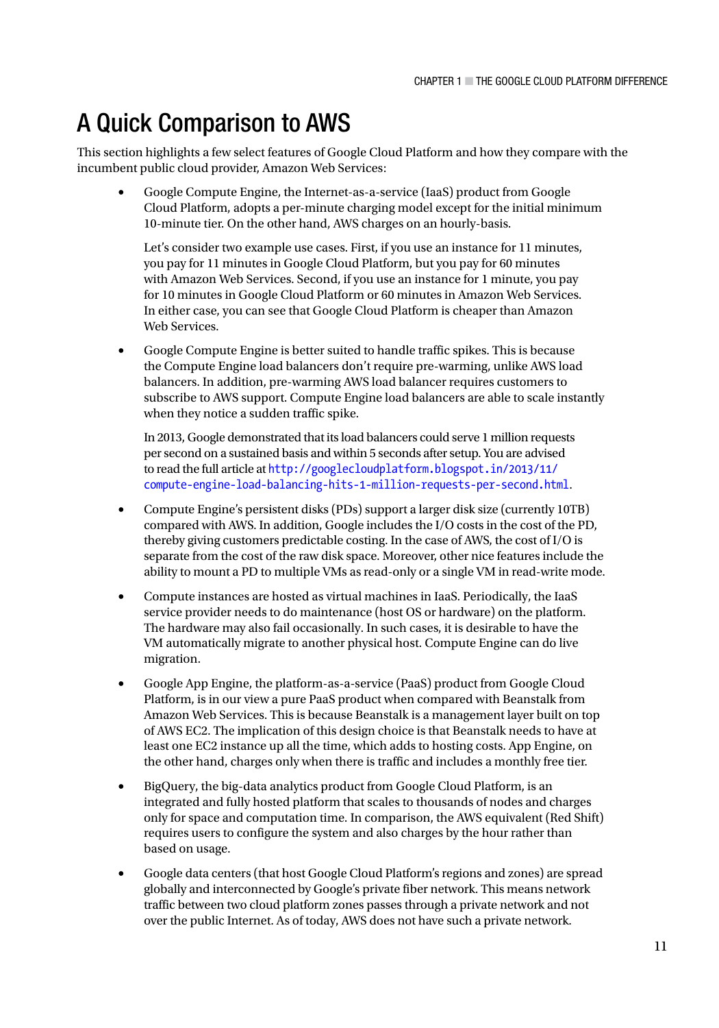# A Quick Comparison to AWS

This section highlights a few select features of Google Cloud Platform and how they compare with the incumbent public cloud provider, Amazon Web Services:

- Google Compute Engine, the Internet-as-a-service (IaaS) product from Google Cloud Platform, adopts a per-minute charging model except for the initial minimum 10-minute tier. On the other hand, AWS charges on an hourly-basis.

  Let's consider two example use cases. First, if you use an instance for 11 minutes, you pay for 11 minutes in Google Cloud Platform, but you pay for 60 minutes with Amazon Web Services. Second, if you use an instance for 1 minute, you pay for 10 minutes in Google Cloud Platform or 60 minutes in Amazon Web Services. In either case, you can see that Google Cloud Platform is cheaper than Amazon Web Services.

- Google Compute Engine is better suited to handle traffic spikes. This is because the Compute Engine load balancers don't require pre-warming, unlike AWS load balancers. In addition, pre-warming AWS load balancer requires customers to subscribe to AWS support. Compute Engine load balancers are able to scale instantly when they notice a sudden traffic spike.

  In 2013, Google demonstrated that its load balancers could serve 1 million requests per second on a sustained basis and within 5 seconds after setup. You are advised to read the full article at http://googlecloudplatform.blogspot.in/2013/11/compute-engine-load-balancing-hits-1-million-requests-per-second.html.

- Compute Engine's persistent disks (PDs) support a larger disk size (currently 10TB) compared with AWS. In addition, Google includes the I/O costs in the cost of the PD, thereby giving customers predictable costing. In the case of AWS, the cost of I/O is separate from the cost of the raw disk space. Moreover, other nice features include the ability to mount a PD to multiple VMs as read-only or a single VM in read-write mode.

- Compute instances are hosted as virtual machines in IaaS. Periodically, the IaaS service provider needs to do maintenance (host OS or hardware) on the platform. The hardware may also fail occasionally. In such cases, it is desirable to have the VM automatically migrate to another physical host. Compute Engine can do live migration.

- Google App Engine, the platform-as-a-service (PaaS) product from Google Cloud Platform, is in our view a pure PaaS product when compared with Beanstalk from Amazon Web Services. This is because Beanstalk is a management layer built on top of AWS EC2. The implication of this design choice is that Beanstalk needs to have at least one EC2 instance up all the time, which adds to hosting costs. App Engine, on the other hand, charges only when there is traffic and includes a monthly free tier.

- BigQuery, the big-data analytics product from Google Cloud Platform, is an integrated and fully hosted platform that scales to thousands of nodes and charges only for space and computation time. In comparison, the AWS equivalent (Red Shift) requires users to configure the system and also charges by the hour rather than based on usage.

- Google data centers (that host Google Cloud Platform's regions and zones) are spread globally and interconnected by Google's private fiber network. This means network traffic between two cloud platform zones passes through a private network and not over the public Internet. As of today, AWS does not have such a private network.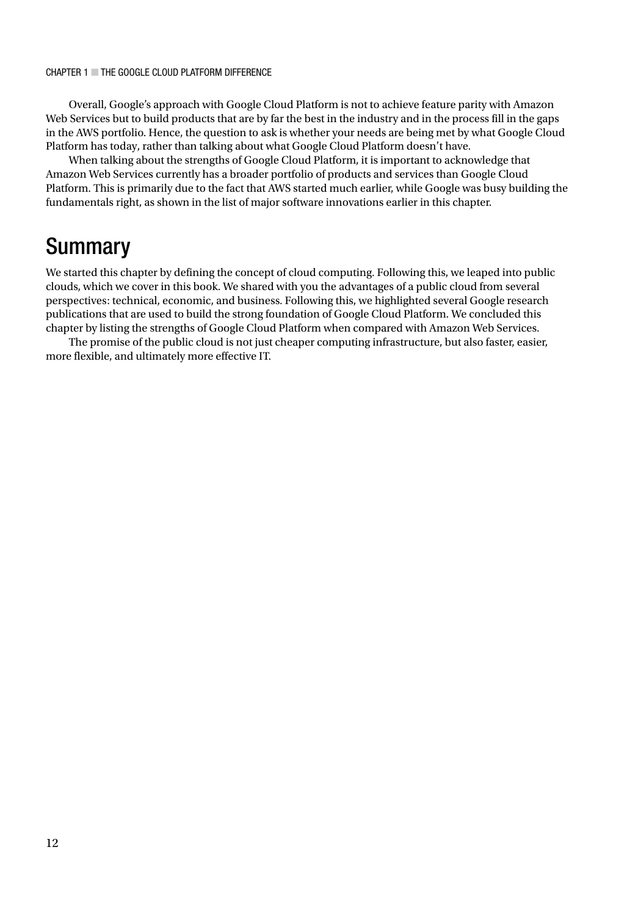Overall, Google's approach with Google Cloud Platform is not to achieve feature parity with Amazon Web Services but to build products that are by far the best in the industry and in the process fill in the gaps in the AWS portfolio. Hence, the question to ask is whether your needs are being met by what Google Cloud Platform has today, rather than talking about what Google Cloud Platform doesn't have.

When talking about the strengths of Google Cloud Platform, it is important to acknowledge that Amazon Web Services currently has a broader portfolio of products and services than Google Cloud Platform. This is primarily due to the fact that AWS started much earlier, while Google was busy building the fundamentals right, as shown in the list of major software innovations earlier in this chapter.

## Summary

We started this chapter by defining the concept of cloud computing. Following this, we leaped into public clouds, which we cover in this book. We shared with you the advantages of a public cloud from several perspectives: technical, economic, and business. Following this, we highlighted several Google research publications that are used to build the strong foundation of Google Cloud Platform. We concluded this chapter by listing the strengths of Google Cloud Platform when compared with Amazon Web Services.

The promise of the public cloud is not just cheaper computing infrastructure, but also faster, easier, more flexible, and ultimately more effective IT.